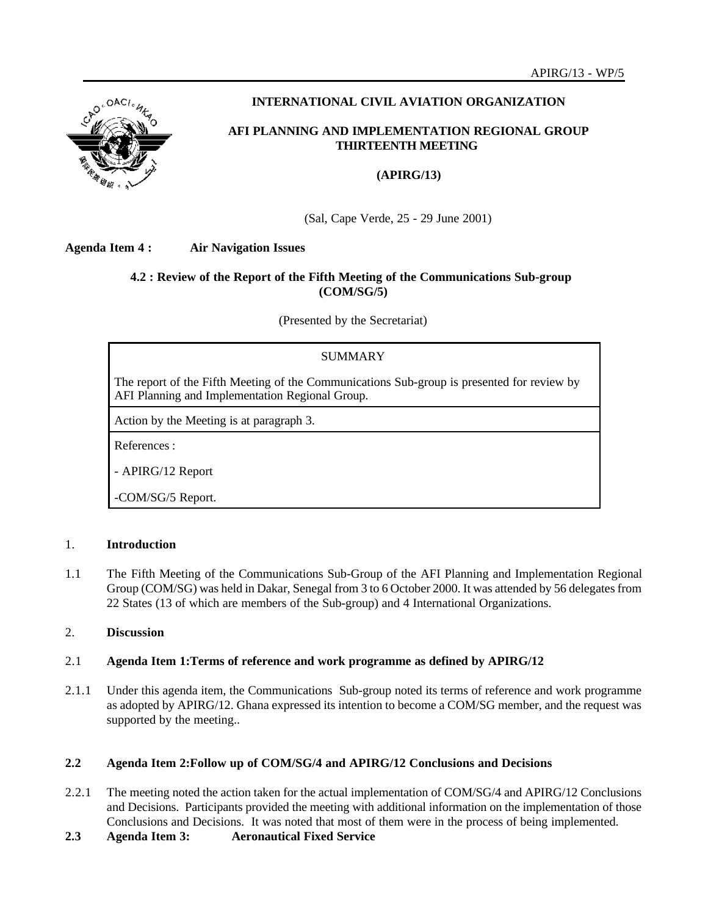APIRG/13 - WP/5

**INTERNATIONAL CIVIL AVIATION ORGANIZATION**

**AFI PLANNING AND IMPLEMENTATION REGIONAL GROUP THIRTEENTH MEETING**

**(APIRG/13)**

(Sal, Cape Verde, 25 - 29 June 2001)

**Agenda Item 4 : Air Navigation Issues**

**4.2 : Review of the Report of the Fifth Meeting of the Communications Sub-group (COM/SG/5)**

(Presented by the Secretariat)

| SUMMARY |
|---|
| The report of the Fifth Meeting of the Communications Sub-group is presented for review by AFI Planning and Implementation Regional Group. |
| Action by the Meeting is at paragraph 3. |
| References :<br>- APIRG/12 Report<br>-COM/SG/5 Report. |

## 1. Introduction

1.1 The Fifth Meeting of the Communications Sub-Group of the AFI Planning and Implementation Regional Group (COM/SG) was held in Dakar, Senegal from 3 to 6 October 2000. It was attended by 56 delegates from 22 States (13 of which are members of the Sub-group) and 4 International Organizations.

## 2. Discussion

### 2.1 Agenda Item 1:Terms of reference and work programme as defined by APIRG/12

2.1.1 Under this agenda item, the Communications Sub-group noted its terms of reference and work programme as adopted by APIRG/12. Ghana expressed its intention to become a COM/SG member, and the request was supported by the meeting..

### 2.2 Agenda Item 2:Follow up of COM/SG/4 and APIRG/12 Conclusions and Decisions

2.2.1 The meeting noted the action taken for the actual implementation of COM/SG/4 and APIRG/12 Conclusions and Decisions. Participants provided the meeting with additional information on the implementation of those Conclusions and Decisions. It was noted that most of them were in the process of being implemented.

### 2.3 Agenda Item 3: Aeronautical Fixed Service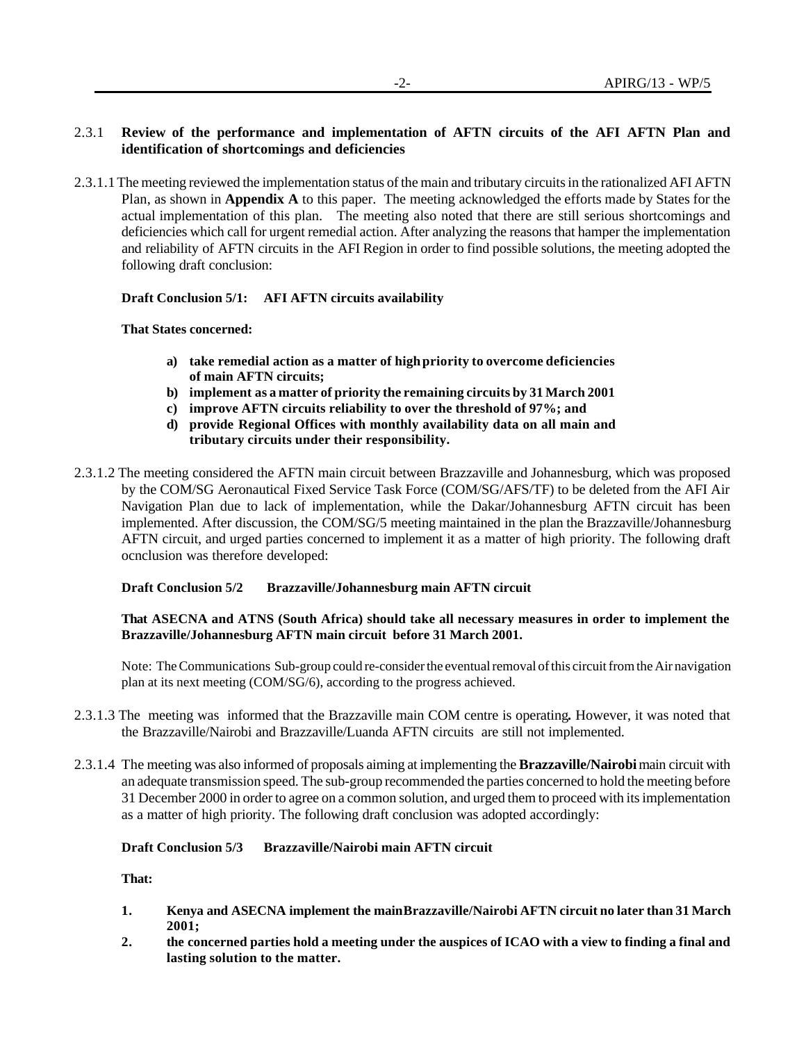2.3.1 **Review of the performance and implementation of AFTN circuits of the AFI AFTN Plan and identification of shortcomings and deficiencies**

2.3.1.1 The meeting reviewed the implementation status of the main and tributary circuits in the rationalized AFI AFTN Plan, as shown in **Appendix A** to this paper. The meeting acknowledged the efforts made by States for the actual implementation of this plan. The meeting also noted that there are still serious shortcomings and deficiencies which call for urgent remedial action. After analyzing the reasons that hamper the implementation and reliability of AFTN circuits in the AFI Region in order to find possible solutions, the meeting adopted the following draft conclusion:

**Draft Conclusion 5/1: AFI AFTN circuits availability**

**That States concerned:**

- **a) take remedial action as a matter of high priority to overcome deficiencies of main AFTN circuits;**
- **b) implement as a matter of priority the remaining circuits by 31 March 2001**
- **c) improve AFTN circuits reliability to over the threshold of 97%; and**
- **d) provide Regional Offices with monthly availability data on all main and tributary circuits under their responsibility.**

2.3.1.2 The meeting considered the AFTN main circuit between Brazzaville and Johannesburg, which was proposed by the COM/SG Aeronautical Fixed Service Task Force (COM/SG/AFS/TF) to be deleted from the AFI Air Navigation Plan due to lack of implementation, while the Dakar/Johannesburg AFTN circuit has been implemented. After discussion, the COM/SG/5 meeting maintained in the plan the Brazzaville/Johannesburg AFTN circuit, and urged parties concerned to implement it as a matter of high priority. The following draft ocnclusion was therefore developed:

**Draft Conclusion 5/2 Brazzaville/Johannesburg main AFTN circuit**

**That ASECNA and ATNS (South Africa) should take all necessary measures in order to implement the Brazzaville/Johannesburg AFTN main circuit before 31 March 2001.**

Note: The Communications Sub-group could re-consider the eventual removal of this circuit from the Air navigation plan at its next meeting (COM/SG/6), according to the progress achieved.

2.3.1.3 The meeting was informed that the Brazzaville main COM centre is operating**.** However, it was noted that the Brazzaville/Nairobi and Brazzaville/Luanda AFTN circuits are still not implemented.

2.3.1.4 The meeting was also informed of proposals aiming at implementing the **Brazzaville/Nairobi** main circuit with an adequate transmission speed. The sub-group recommended the parties concerned to hold the meeting before 31 December 2000 in order to agree on a common solution, and urged them to proceed with its implementation as a matter of high priority. The following draft conclusion was adopted accordingly:

**Draft Conclusion 5/3 Brazzaville/Nairobi main AFTN circuit**

**That:**

1. **Kenya and ASECNA implement the mainBrazzaville/Nairobi AFTN circuit no later than 31 March 2001;**
2. **the concerned parties hold a meeting under the auspices of ICAO with a view to finding a final and lasting solution to the matter.**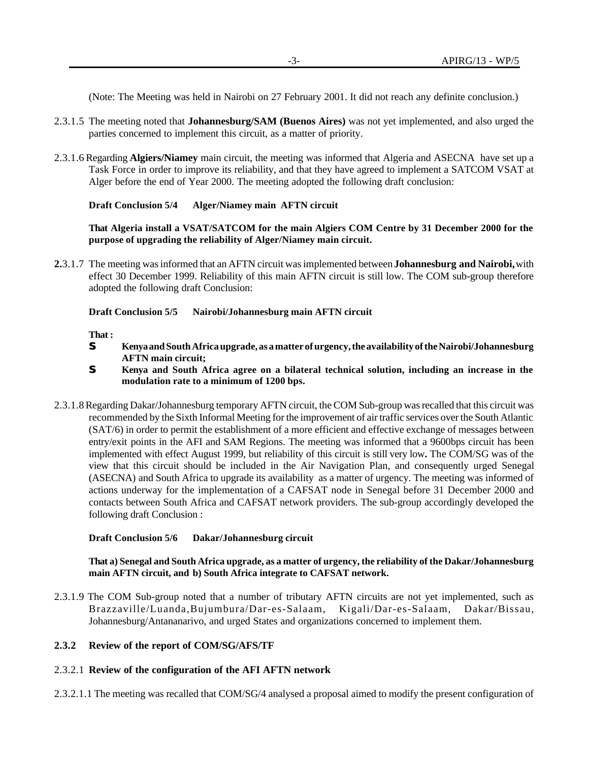(Note: The Meeting was held in Nairobi on 27 February 2001. It did not reach any definite conclusion.)

2.3.1.5 The meeting noted that **Johannesburg/SAM (Buenos Aires)** was not yet implemented, and also urged the parties concerned to implement this circuit, as a matter of priority.

2.3.1.6 Regarding **Algiers/Niamey** main circuit, the meeting was informed that Algeria and ASECNA have set up a Task Force in order to improve its reliability, and that they have agreed to implement a SATCOM VSAT at Alger before the end of Year 2000. The meeting adopted the following draft conclusion:

**Draft Conclusion 5/4 Alger/Niamey main AFTN circuit**

**That Algeria install a VSAT/SATCOM for the main Algiers COM Centre by 31 December 2000 for the purpose of upgrading the reliability of Alger/Niamey main circuit.**

**2.**3.1.7 The meeting was informed that an AFTN circuit was implemented between **Johannesburg and Nairobi,** with effect 30 December 1999. Reliability of this main AFTN circuit is still low. The COM sub-group therefore adopted the following draft Conclusion:

**Draft Conclusion 5/5 Nairobi/Johannesburg main AFTN circuit**

**That :**

- **Kenya and South Africa upgrade, as a matter of urgency, the availability of the Nairobi/Johannesburg AFTN main circuit;**
- **Kenya and South Africa agree on a bilateral technical solution, including an increase in the modulation rate to a minimum of 1200 bps.**

2.3.1.8 Regarding Dakar/Johannesburg temporary AFTN circuit, the COM Sub-group was recalled that this circuit was recommended by the Sixth Informal Meeting for the improvement of air traffic services over the South Atlantic (SAT/6) in order to permit the establishment of a more efficient and effective exchange of messages between entry/exit points in the AFI and SAM Regions. The meeting was informed that a 9600bps circuit has been implemented with effect August 1999, but reliability of this circuit is still very low**.** The COM/SG was of the view that this circuit should be included in the Air Navigation Plan, and consequently urged Senegal (ASECNA) and South Africa to upgrade its availability as a matter of urgency. The meeting was informed of actions underway for the implementation of a CAFSAT node in Senegal before 31 December 2000 and contacts between South Africa and CAFSAT network providers. The sub-group accordingly developed the following draft Conclusion :

**Draft Conclusion 5/6 Dakar/Johannesburg circuit**

**That a) Senegal and South Africa upgrade, as a matter of urgency, the reliability of the Dakar/Johannesburg main AFTN circuit, and b) South Africa integrate to CAFSAT network.**

2.3.1.9 The COM Sub-group noted that a number of tributary AFTN circuits are not yet implemented, such as Brazzaville/Luanda, Bujumbura/Dar-es-Salaam, Kigali/Dar-es-Salaam, Dakar/Bissau, Johannesburg/Antananarivo, and urged States and organizations concerned to implement them.

### 2.3.2 Review of the report of COM/SG/AFS/TF

#### 2.3.2.1 Review of the configuration of the AFI AFTN network

2.3.2.1.1 The meeting was recalled that COM/SG/4 analysed a proposal aimed to modify the present configuration of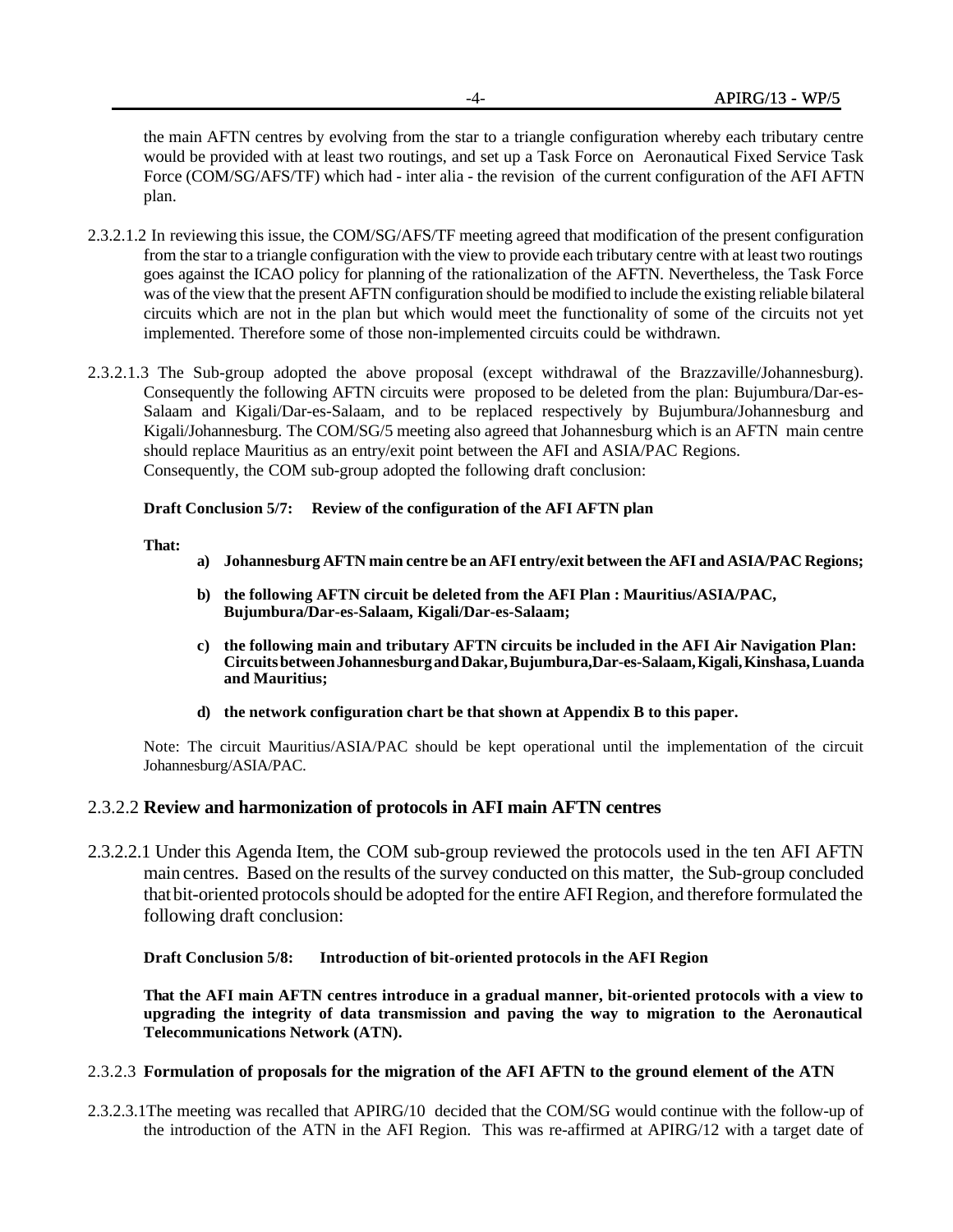the main AFTN centres by evolving from the star to a triangle configuration whereby each tributary centre would be provided with at least two routings, and set up a Task Force on Aeronautical Fixed Service Task Force (COM/SG/AFS/TF) which had - inter alia - the revision of the current configuration of the AFI AFTN plan.

2.3.2.1.2 In reviewing this issue, the COM/SG/AFS/TF meeting agreed that modification of the present configuration from the star to a triangle configuration with the view to provide each tributary centre with at least two routings goes against the ICAO policy for planning of the rationalization of the AFTN. Nevertheless, the Task Force was of the view that the present AFTN configuration should be modified to include the existing reliable bilateral circuits which are not in the plan but which would meet the functionality of some of the circuits not yet implemented. Therefore some of those non-implemented circuits could be withdrawn.

2.3.2.1.3 The Sub-group adopted the above proposal (except withdrawal of the Brazzaville/Johannesburg). Consequently the following AFTN circuits were proposed to be deleted from the plan: Bujumbura/Dar-es-Salaam and Kigali/Dar-es-Salaam, and to be replaced respectively by Bujumbura/Johannesburg and Kigali/Johannesburg. The COM/SG/5 meeting also agreed that Johannesburg which is an AFTN main centre should replace Mauritius as an entry/exit point between the AFI and ASIA/PAC Regions.
Consequently, the COM sub-group adopted the following draft conclusion:

**Draft Conclusion 5/7: Review of the configuration of the AFI AFTN plan**

**That:**

a) **Johannesburg AFTN main centre be an AFI entry/exit between the AFI and ASIA/PAC Regions;**

b) **the following AFTN circuit be deleted from the AFI Plan : Mauritius/ASIA/PAC, Bujumbura/Dar-es-Salaam, Kigali/Dar-es-Salaam;**

c) **the following main and tributary AFTN circuits be included in the AFI Air Navigation Plan: Circuits between Johannesburg and Dakar, Bujumbura, Dar-es-Salaam, Kigali, Kinshasa, Luanda and Mauritius;**

d) **the network configuration chart be that shown at Appendix B to this paper.**

Note: The circuit Mauritius/ASIA/PAC should be kept operational until the implementation of the circuit Johannesburg/ASIA/PAC.

### 2.3.2.2 Review and harmonization of protocols in AFI main AFTN centres

2.3.2.2.1 Under this Agenda Item, the COM sub-group reviewed the protocols used in the ten AFI AFTN main centres. Based on the results of the survey conducted on this matter, the Sub-group concluded that bit-oriented protocols should be adopted for the entire AFI Region, and therefore formulated the following draft conclusion:

**Draft Conclusion 5/8: Introduction of bit-oriented protocols in the AFI Region**

**That the AFI main AFTN centres introduce in a gradual manner, bit-oriented protocols with a view to upgrading the integrity of data transmission and paving the way to migration to the Aeronautical Telecommunications Network (ATN).**

### 2.3.2.3 Formulation of proposals for the migration of the AFI AFTN to the ground element of the ATN

2.3.2.3.1 The meeting was recalled that APIRG/10 decided that the COM/SG would continue with the follow-up of the introduction of the ATN in the AFI Region. This was re-affirmed at APIRG/12 with a target date of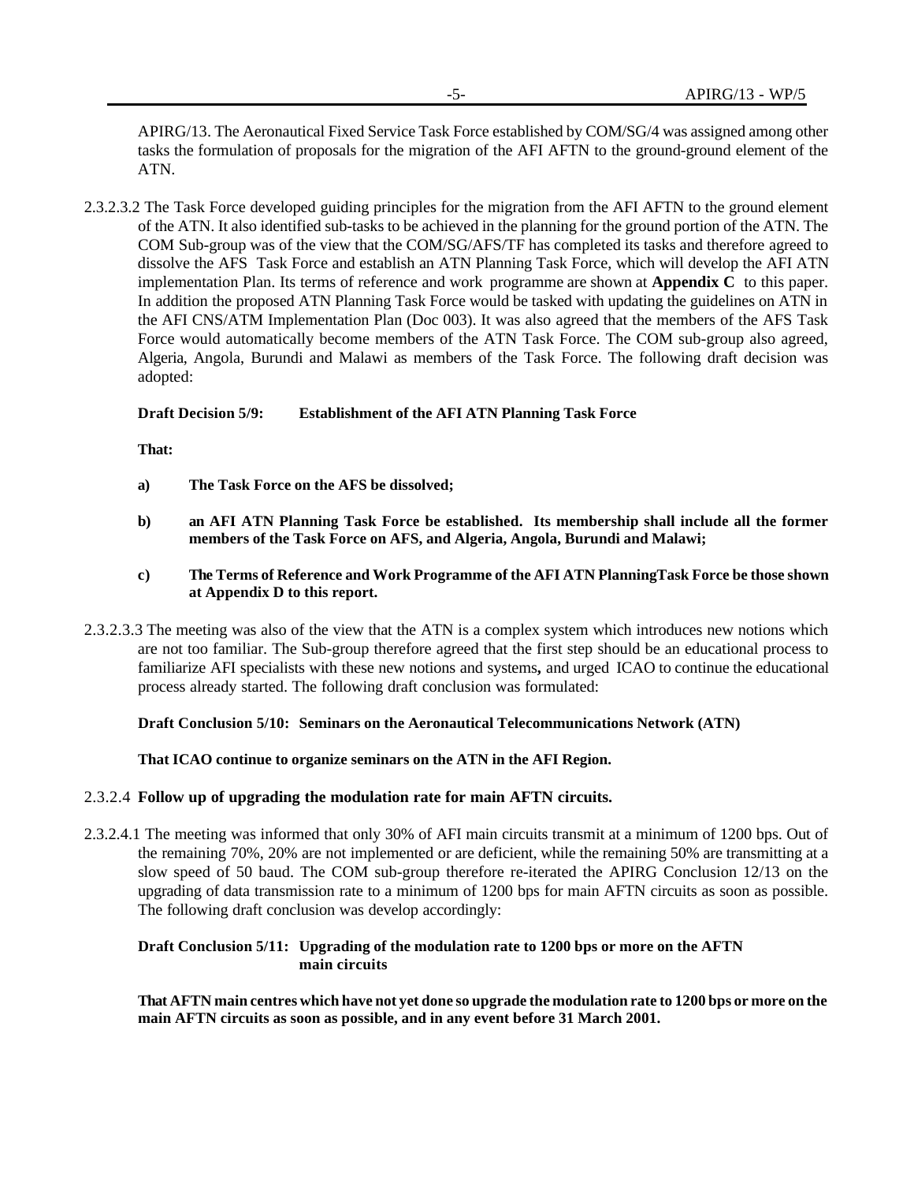APIRG/13. The Aeronautical Fixed Service Task Force established by COM/SG/4 was assigned among other tasks the formulation of proposals for the migration of the AFI AFTN to the ground-ground element of the ATN.

2.3.2.3.2 The Task Force developed guiding principles for the migration from the AFI AFTN to the ground element of the ATN. It also identified sub-tasks to be achieved in the planning for the ground portion of the ATN. The COM Sub-group was of the view that the COM/SG/AFS/TF has completed its tasks and therefore agreed to dissolve the AFS Task Force and establish an ATN Planning Task Force, which will develop the AFI ATN implementation Plan. Its terms of reference and work programme are shown at **Appendix C** to this paper. In addition the proposed ATN Planning Task Force would be tasked with updating the guidelines on ATN in the AFI CNS/ATM Implementation Plan (Doc 003). It was also agreed that the members of the AFS Task Force would automatically become members of the ATN Task Force. The COM sub-group also agreed, Algeria, Angola, Burundi and Malawi as members of the Task Force. The following draft decision was adopted:

**Draft Decision 5/9: Establishment of the AFI ATN Planning Task Force**

**That:**

**a) The Task Force on the AFS be dissolved;**

**b) an AFI ATN Planning Task Force be established. Its membership shall include all the former members of the Task Force on AFS, and Algeria, Angola, Burundi and Malawi;**

**c) The Terms of Reference and Work Programme of the AFI ATN PlanningTask Force be those shown at Appendix D to this report.**

2.3.2.3.3 The meeting was also of the view that the ATN is a complex system which introduces new notions which are not too familiar. The Sub-group therefore agreed that the first step should be an educational process to familiarize AFI specialists with these new notions and systems**,** and urged ICAO to continue the educational process already started. The following draft conclusion was formulated:

**Draft Conclusion 5/10: Seminars on the Aeronautical Telecommunications Network (ATN)**

**That ICAO continue to organize seminars on the ATN in the AFI Region.**

2.3.2.4 **Follow up of upgrading the modulation rate for main AFTN circuits.**

2.3.2.4.1 The meeting was informed that only 30% of AFI main circuits transmit at a minimum of 1200 bps. Out of the remaining 70%, 20% are not implemented or are deficient, while the remaining 50% are transmitting at a slow speed of 50 baud. The COM sub-group therefore re-iterated the APIRG Conclusion 12/13 on the upgrading of data transmission rate to a minimum of 1200 bps for main AFTN circuits as soon as possible. The following draft conclusion was develop accordingly:

**Draft Conclusion 5/11: Upgrading of the modulation rate to 1200 bps or more on the AFTN main circuits**

**That AFTN main centres which have not yet done so upgrade the modulation rate to 1200 bps or more on the main AFTN circuits as soon as possible, and in any event before 31 March 2001.**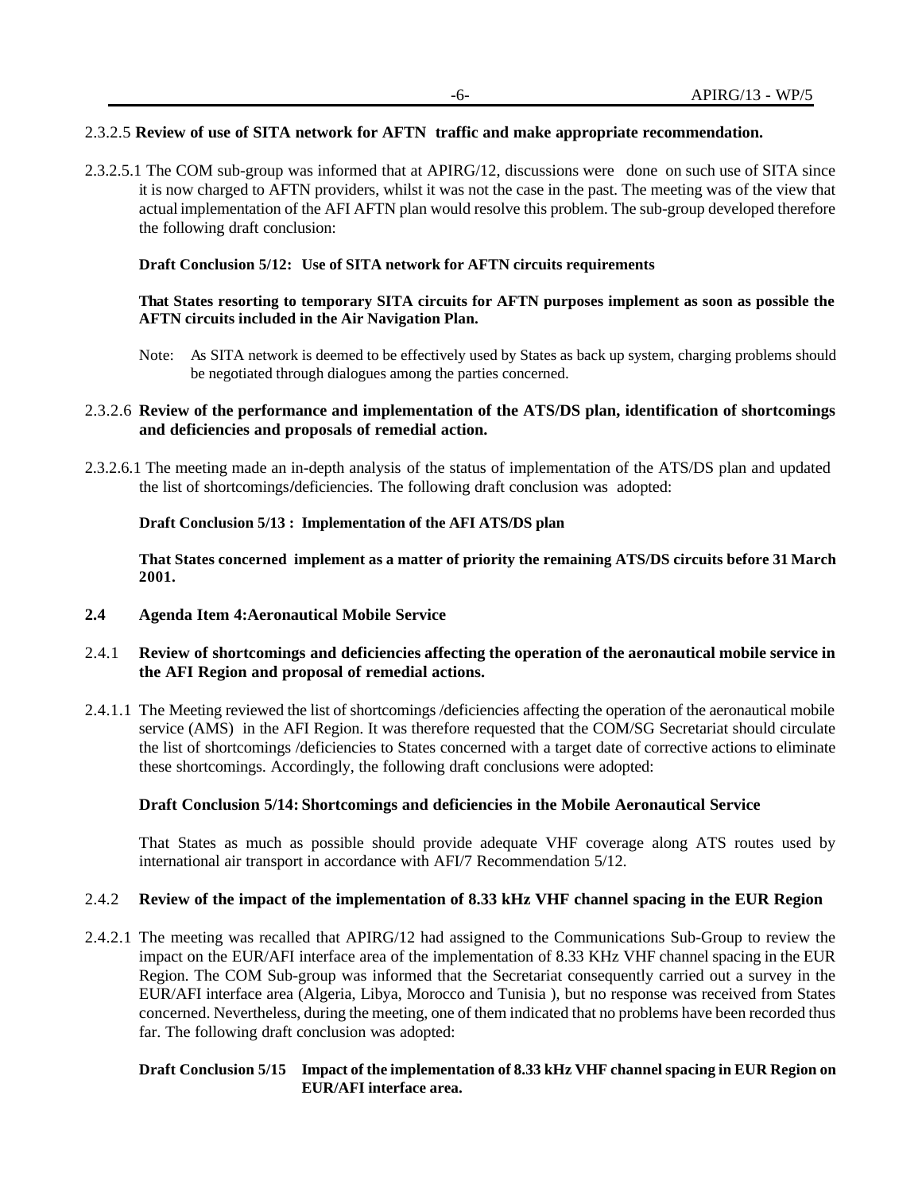2.3.2.5 **Review of use of SITA network for AFTN traffic and make appropriate recommendation.**

2.3.2.5.1 The COM sub-group was informed that at APIRG/12, discussions were done on such use of SITA since it is now charged to AFTN providers, whilst it was not the case in the past. The meeting was of the view that actual implementation of the AFI AFTN plan would resolve this problem. The sub-group developed therefore the following draft conclusion:

**Draft Conclusion 5/12: Use of SITA network for AFTN circuits requirements**

**That States resorting to temporary SITA circuits for AFTN purposes implement as soon as possible the AFTN circuits included in the Air Navigation Plan.**

Note: As SITA network is deemed to be effectively used by States as back up system, charging problems should be negotiated through dialogues among the parties concerned.

2.3.2.6 **Review of the performance and implementation of the ATS/DS plan, identification of shortcomings and deficiencies and proposals of remedial action.**

2.3.2.6.1 The meeting made an in-depth analysis of the status of implementation of the ATS/DS plan and updated the list of shortcomings/deficiencies. The following draft conclusion was adopted:

**Draft Conclusion 5/13 : Implementation of the AFI ATS/DS plan**

**That States concerned implement as a matter of priority the remaining ATS/DS circuits before 31 March 2001.**

**2.4 Agenda Item 4:Aeronautical Mobile Service**

2.4.1 **Review of shortcomings and deficiencies affecting the operation of the aeronautical mobile service in the AFI Region and proposal of remedial actions.**

2.4.1.1 The Meeting reviewed the list of shortcomings /deficiencies affecting the operation of the aeronautical mobile service (AMS) in the AFI Region. It was therefore requested that the COM/SG Secretariat should circulate the list of shortcomings /deficiencies to States concerned with a target date of corrective actions to eliminate these shortcomings. Accordingly, the following draft conclusions were adopted:

**Draft Conclusion 5/14: Shortcomings and deficiencies in the Mobile Aeronautical Service**

That States as much as possible should provide adequate VHF coverage along ATS routes used by international air transport in accordance with AFI/7 Recommendation 5/12.

2.4.2 **Review of the impact of the implementation of 8.33 kHz VHF channel spacing in the EUR Region**

2.4.2.1 The meeting was recalled that APIRG/12 had assigned to the Communications Sub-Group to review the impact on the EUR/AFI interface area of the implementation of 8.33 KHz VHF channel spacing in the EUR Region. The COM Sub-group was informed that the Secretariat consequently carried out a survey in the EUR/AFI interface area (Algeria, Libya, Morocco and Tunisia ), but no response was received from States concerned. Nevertheless, during the meeting, one of them indicated that no problems have been recorded thus far. The following draft conclusion was adopted:

**Draft Conclusion 5/15 Impact of the implementation of 8.33 kHz VHF channel spacing in EUR Region on EUR/AFI interface area.**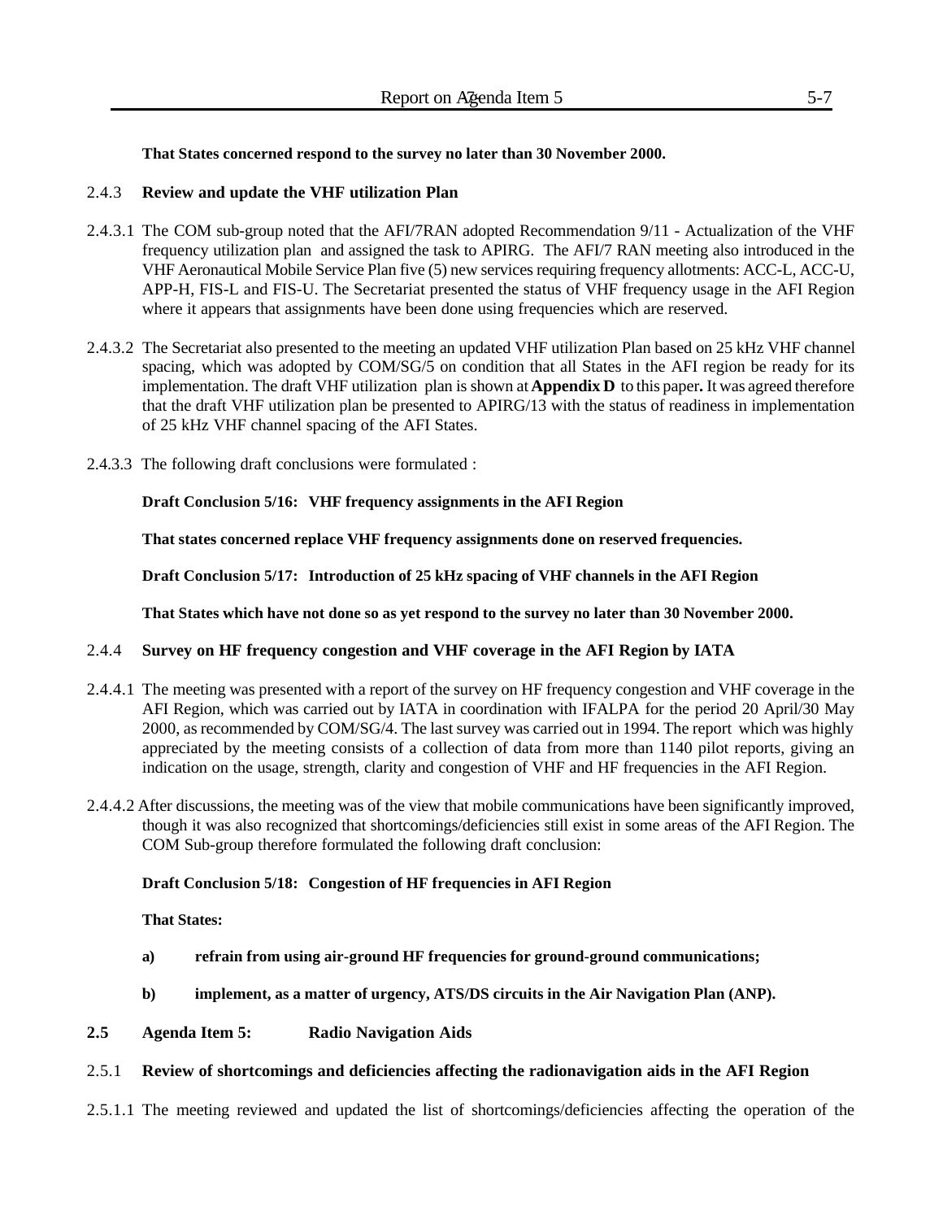**That States concerned respond to the survey no later than 30 November 2000.**

2.4.3 **Review and update the VHF utilization Plan**

2.4.3.1 The COM sub-group noted that the AFI/7RAN adopted Recommendation 9/11 - Actualization of the VHF frequency utilization plan and assigned the task to APIRG. The AFI/7 RAN meeting also introduced in the VHF Aeronautical Mobile Service Plan five (5) new services requiring frequency allotments: ACC-L, ACC-U, APP-H, FIS-L and FIS-U. The Secretariat presented the status of VHF frequency usage in the AFI Region where it appears that assignments have been done using frequencies which are reserved.

2.4.3.2 The Secretariat also presented to the meeting an updated VHF utilization Plan based on 25 kHz VHF channel spacing, which was adopted by COM/SG/5 on condition that all States in the AFI region be ready for its implementation. The draft VHF utilization plan is shown at **Appendix D** to this paper**.** It was agreed therefore that the draft VHF utilization plan be presented to APIRG/13 with the status of readiness in implementation of 25 kHz VHF channel spacing of the AFI States.

2.4.3.3 The following draft conclusions were formulated :

**Draft Conclusion 5/16: VHF frequency assignments in the AFI Region**

**That states concerned replace VHF frequency assignments done on reserved frequencies.**

**Draft Conclusion 5/17: Introduction of 25 kHz spacing of VHF channels in the AFI Region**

**That States which have not done so as yet respond to the survey no later than 30 November 2000.**

2.4.4 **Survey on HF frequency congestion and VHF coverage in the AFI Region by IATA**

2.4.4.1 The meeting was presented with a report of the survey on HF frequency congestion and VHF coverage in the AFI Region, which was carried out by IATA in coordination with IFALPA for the period 20 April/30 May 2000, as recommended by COM/SG/4. The last survey was carried out in 1994. The report which was highly appreciated by the meeting consists of a collection of data from more than 1140 pilot reports, giving an indication on the usage, strength, clarity and congestion of VHF and HF frequencies in the AFI Region.

2.4.4.2 After discussions, the meeting was of the view that mobile communications have been significantly improved, though it was also recognized that shortcomings/deficiencies still exist in some areas of the AFI Region. The COM Sub-group therefore formulated the following draft conclusion:

**Draft Conclusion 5/18: Congestion of HF frequencies in AFI Region**

**That States:**

**a) refrain from using air-ground HF frequencies for ground-ground communications;**

**b) implement, as a matter of urgency, ATS/DS circuits in the Air Navigation Plan (ANP).**

**2.5 Agenda Item 5: Radio Navigation Aids**

2.5.1 **Review of shortcomings and deficiencies affecting the radionavigation aids in the AFI Region**

2.5.1.1 The meeting reviewed and updated the list of shortcomings/deficiencies affecting the operation of the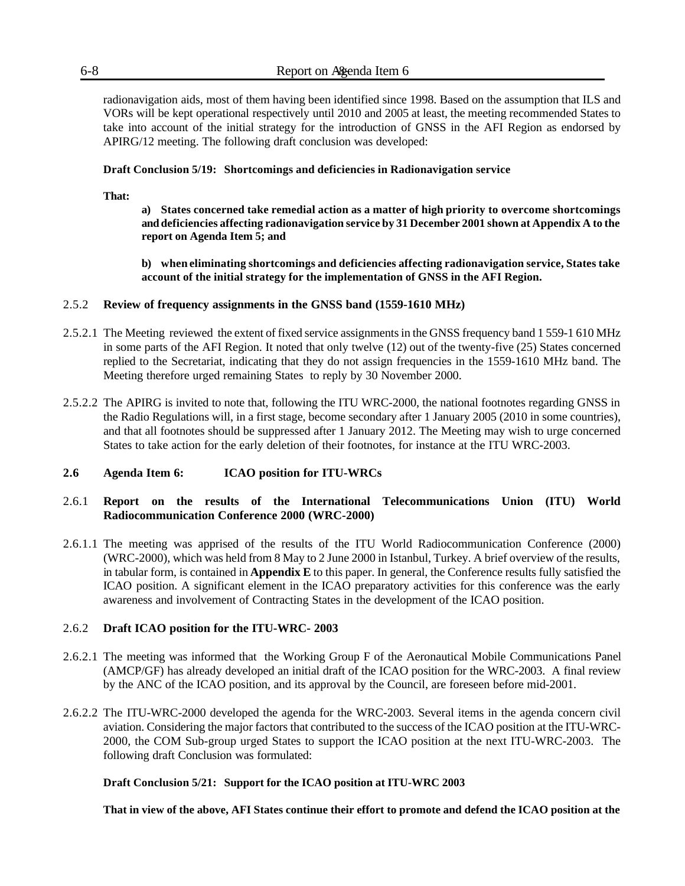radionavigation aids, most of them having been identified since 1998. Based on the assumption that ILS and VORs will be kept operational respectively until 2010 and 2005 at least, the meeting recommended States to take into account of the initial strategy for the introduction of GNSS in the AFI Region as endorsed by APIRG/12 meeting. The following draft conclusion was developed:

**Draft Conclusion 5/19: Shortcomings and deficiencies in Radionavigation service**

**That:**

**a) States concerned take remedial action as a matter of high priority to overcome shortcomings and deficiencies affecting radionavigation service by 31 December 2001 shown at Appendix A to the report on Agenda Item 5; and**

**b) when eliminating shortcomings and deficiencies affecting radionavigation service, States take account of the initial strategy for the implementation of GNSS in the AFI Region.**

2.5.2 **Review of frequency assignments in the GNSS band (1559-1610 MHz)**

2.5.2.1 The Meeting reviewed the extent of fixed service assignments in the GNSS frequency band 1 559-1 610 MHz in some parts of the AFI Region. It noted that only twelve (12) out of the twenty-five (25) States concerned replied to the Secretariat, indicating that they do not assign frequencies in the 1559-1610 MHz band. The Meeting therefore urged remaining States to reply by 30 November 2000.

2.5.2.2 The APIRG is invited to note that, following the ITU WRC-2000, the national footnotes regarding GNSS in the Radio Regulations will, in a first stage, become secondary after 1 January 2005 (2010 in some countries), and that all footnotes should be suppressed after 1 January 2012. The Meeting may wish to urge concerned States to take action for the early deletion of their footnotes, for instance at the ITU WRC-2003.

**2.6 Agenda Item 6: ICAO position for ITU-WRCs**

2.6.1 **Report on the results of the International Telecommunications Union (ITU) World Radiocommunication Conference 2000 (WRC-2000)**

2.6.1.1 The meeting was apprised of the results of the ITU World Radiocommunication Conference (2000) (WRC-2000), which was held from 8 May to 2 June 2000 in Istanbul, Turkey. A brief overview of the results, in tabular form, is contained in **Appendix E** to this paper. In general, the Conference results fully satisfied the ICAO position. A significant element in the ICAO preparatory activities for this conference was the early awareness and involvement of Contracting States in the development of the ICAO position.

2.6.2 **Draft ICAO position for the ITU-WRC- 2003**

2.6.2.1 The meeting was informed that the Working Group F of the Aeronautical Mobile Communications Panel (AMCP/GF) has already developed an initial draft of the ICAO position for the WRC-2003. A final review by the ANC of the ICAO position, and its approval by the Council, are foreseen before mid-2001.

2.6.2.2 The ITU-WRC-2000 developed the agenda for the WRC-2003. Several items in the agenda concern civil aviation. Considering the major factors that contributed to the success of the ICAO position at the ITU-WRC-2000, the COM Sub-group urged States to support the ICAO position at the next ITU-WRC-2003. The following draft Conclusion was formulated:

**Draft Conclusion 5/21: Support for the ICAO position at ITU-WRC 2003**

**That in view of the above, AFI States continue their effort to promote and defend the ICAO position at the**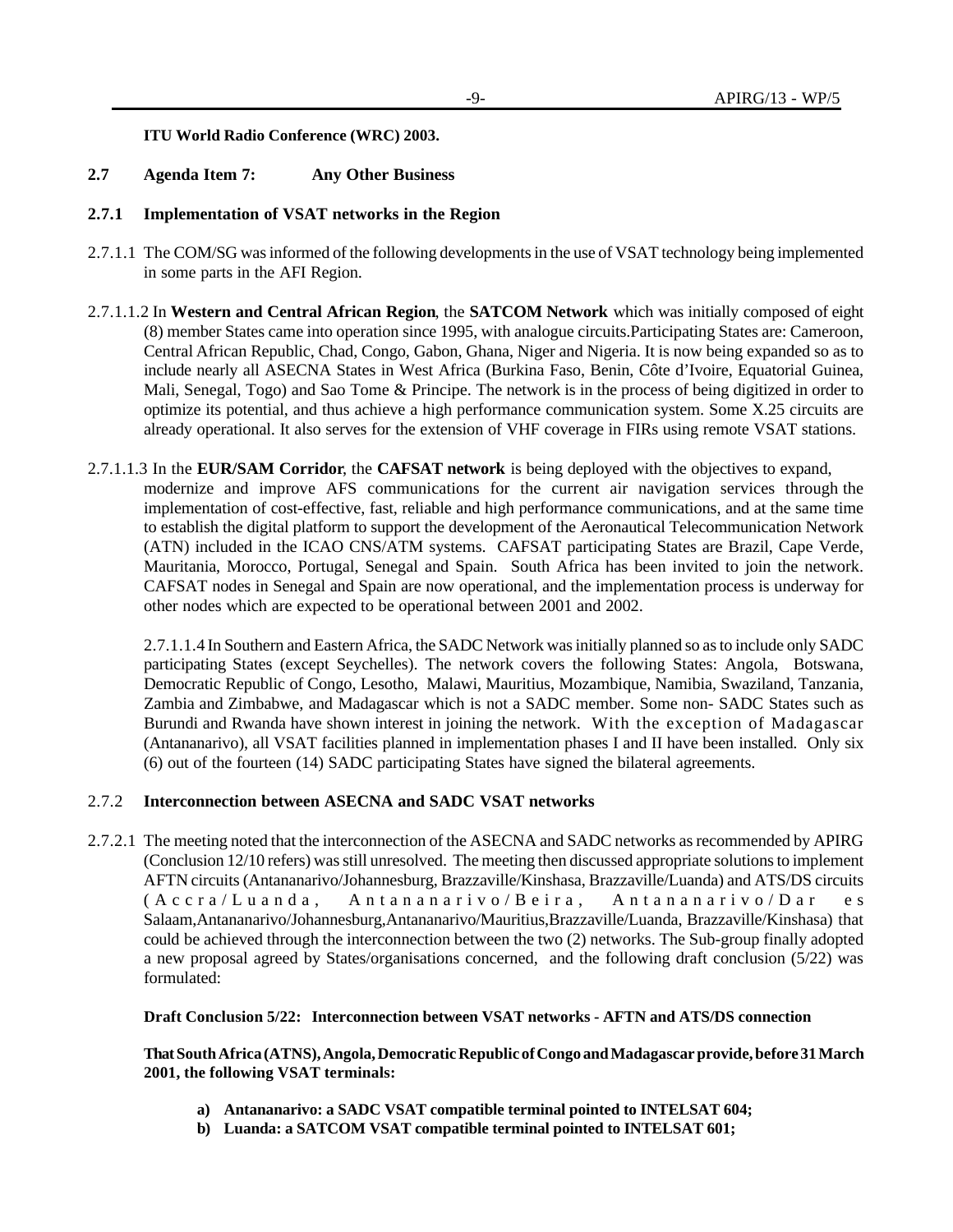**ITU World Radio Conference (WRC) 2003.**

**2.7 Agenda Item 7: Any Other Business**

**2.7.1 Implementation of VSAT networks in the Region**

2.7.1.1 The COM/SG was informed of the following developments in the use of VSAT technology being implemented in some parts in the AFI Region.

2.7.1.1.2 In **Western and Central African Region**, the **SATCOM Network** which was initially composed of eight (8) member States came into operation since 1995, with analogue circuits.Participating States are: Cameroon, Central African Republic, Chad, Congo, Gabon, Ghana, Niger and Nigeria. It is now being expanded so as to include nearly all ASECNA States in West Africa (Burkina Faso, Benin, Côte d'Ivoire, Equatorial Guinea, Mali, Senegal, Togo) and Sao Tome & Principe. The network is in the process of being digitized in order to optimize its potential, and thus achieve a high performance communication system. Some X.25 circuits are already operational. It also serves for the extension of VHF coverage in FIRs using remote VSAT stations.

2.7.1.1.3 In the **EUR/SAM Corridor**, the **CAFSAT network** is being deployed with the objectives to expand, modernize and improve AFS communications for the current air navigation services through the implementation of cost-effective, fast, reliable and high performance communications, and at the same time to establish the digital platform to support the development of the Aeronautical Telecommunication Network (ATN) included in the ICAO CNS/ATM systems. CAFSAT participating States are Brazil, Cape Verde, Mauritania, Morocco, Portugal, Senegal and Spain. South Africa has been invited to join the network. CAFSAT nodes in Senegal and Spain are now operational, and the implementation process is underway for other nodes which are expected to be operational between 2001 and 2002.

2.7.1.1.4 In Southern and Eastern Africa, the SADC Network was initially planned so as to include only SADC participating States (except Seychelles). The network covers the following States: Angola, Botswana, Democratic Republic of Congo, Lesotho, Malawi, Mauritius, Mozambique, Namibia, Swaziland, Tanzania, Zambia and Zimbabwe, and Madagascar which is not a SADC member. Some non- SADC States such as Burundi and Rwanda have shown interest in joining the network. With the exception of Madagascar (Antananarivo), all VSAT facilities planned in implementation phases I and II have been installed. Only six (6) out of the fourteen (14) SADC participating States have signed the bilateral agreements.

**2.7.2 Interconnection between ASECNA and SADC VSAT networks**

2.7.2.1 The meeting noted that the interconnection of the ASECNA and SADC networks as recommended by APIRG (Conclusion 12/10 refers) was still unresolved. The meeting then discussed appropriate solutions to implement AFTN circuits (Antananarivo/Johannesburg, Brazzaville/Kinshasa, Brazzaville/Luanda) and ATS/DS circuits (Accra/Luanda, Antananarivo/Beira, Antananarivo/Dar es Salaam,Antananarivo/Johannesburg,Antananarivo/Mauritius,Brazzaville/Luanda, Brazzaville/Kinshasa) that could be achieved through the interconnection between the two (2) networks. The Sub-group finally adopted a new proposal agreed by States/organisations concerned, and the following draft conclusion (5/22) was formulated:

**Draft Conclusion 5/22: Interconnection between VSAT networks - AFTN and ATS/DS connection**

**That South Africa (ATNS), Angola, Democratic Republic of Congo and Madagascar provide, before 31 March 2001, the following VSAT terminals:**

- **a) Antananarivo: a SADC VSAT compatible terminal pointed to INTELSAT 604;**
- **b) Luanda: a SATCOM VSAT compatible terminal pointed to INTELSAT 601;**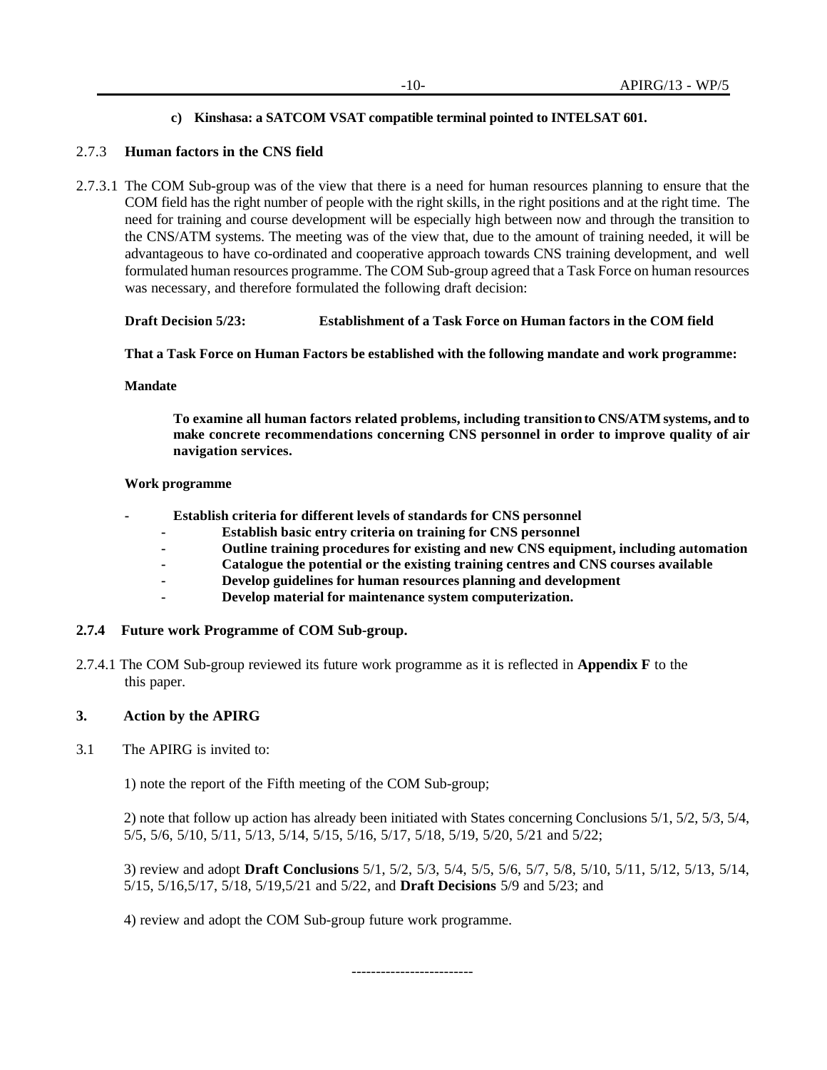**c) Kinshasa: a SATCOM VSAT compatible terminal pointed to INTELSAT 601.**

2.7.3 **Human factors in the CNS field**

2.7.3.1 The COM Sub-group was of the view that there is a need for human resources planning to ensure that the COM field has the right number of people with the right skills, in the right positions and at the right time. The need for training and course development will be especially high between now and through the transition to the CNS/ATM systems. The meeting was of the view that, due to the amount of training needed, it will be advantageous to have co-ordinated and cooperative approach towards CNS training development, and well formulated human resources programme. The COM Sub-group agreed that a Task Force on human resources was necessary, and therefore formulated the following draft decision:

**Draft Decision 5/23: Establishment of a Task Force on Human factors in the COM field**

**That a Task Force on Human Factors be established with the following mandate and work programme:**

**Mandate**

**To examine all human factors related problems, including transition to CNS/ATM systems, and to make concrete recommendations concerning CNS personnel in order to improve quality of air navigation services.**

**Work programme**

- **Establish criteria for different levels of standards for CNS personnel**
    - **Establish basic entry criteria on training for CNS personnel**
    - **Outline training procedures for existing and new CNS equipment, including automation**
    - **Catalogue the potential or the existing training centres and CNS courses available**
    - **Develop guidelines for human resources planning and development**
    - **Develop material for maintenance system computerization.**

**2.7.4 Future work Programme of COM Sub-group.**

2.7.4.1 The COM Sub-group reviewed its future work programme as it is reflected in **Appendix F** to the this paper.

**3. Action by the APIRG**

3.1 The APIRG is invited to:

1) note the report of the Fifth meeting of the COM Sub-group;

2) note that follow up action has already been initiated with States concerning Conclusions 5/1, 5/2, 5/3, 5/4, 5/5, 5/6, 5/10, 5/11, 5/13, 5/14, 5/15, 5/16, 5/17, 5/18, 5/19, 5/20, 5/21 and 5/22;

3) review and adopt **Draft Conclusions** 5/1, 5/2, 5/3, 5/4, 5/5, 5/6, 5/7, 5/8, 5/10, 5/11, 5/12, 5/13, 5/14, 5/15, 5/16,5/17, 5/18, 5/19,5/21 and 5/22, and **Draft Decisions** 5/9 and 5/23; and

4) review and adopt the COM Sub-group future work programme.

-------------------------